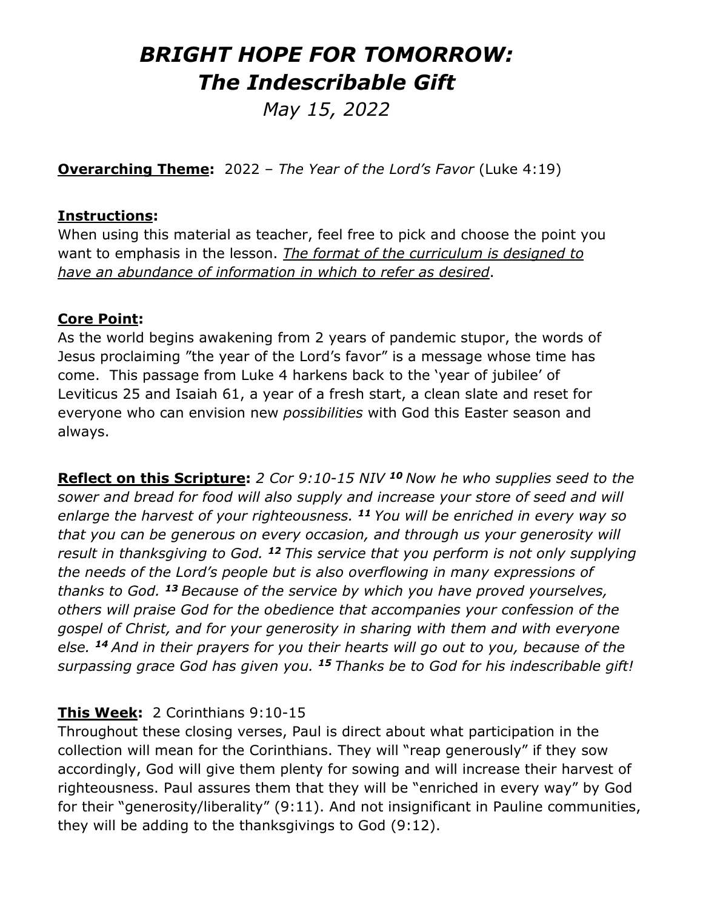# *BRIGHT HOPE FOR TOMORROW: The Indescribable Gift*

*May 15, 2022*

**Overarching Theme:** 2022 – *The Year of the Lord's Favor* (Luke 4:19)

**Instructions:**
When using this material as teacher, feel free to pick and choose the point you want to emphasis in the lesson. *The format of the curriculum is designed to have an abundance of information in which to refer as desired*.

**Core Point:**
As the world begins awakening from 2 years of pandemic stupor, the words of Jesus proclaiming "the year of the Lord's favor" is a message whose time has come. This passage from Luke 4 harkens back to the 'year of jubilee' of Leviticus 25 and Isaiah 61, a year of a fresh start, a clean slate and reset for everyone who can envision new *possibilities* with God this Easter season and always.

**Reflect on this Scripture:** *2 Cor 9:10-15 NIV* ***10*** *Now he who supplies seed to the sower and bread for food will also supply and increase your store of seed and will enlarge the harvest of your righteousness.* ***11*** *You will be enriched in every way so that you can be generous on every occasion, and through us your generosity will result in thanksgiving to God.* ***12*** *This service that you perform is not only supplying the needs of the Lord's people but is also overflowing in many expressions of thanks to God.* ***13*** *Because of the service by which you have proved yourselves, others will praise God for the obedience that accompanies your confession of the gospel of Christ, and for your generosity in sharing with them and with everyone else.* ***14*** *And in their prayers for you their hearts will go out to you, because of the surpassing grace God has given you.* ***15*** *Thanks be to God for his indescribable gift!*

**This Week:** 2 Corinthians 9:10-15
Throughout these closing verses, Paul is direct about what participation in the collection will mean for the Corinthians. They will "reap generously" if they sow accordingly, God will give them plenty for sowing and will increase their harvest of righteousness. Paul assures them that they will be "enriched in every way" by God for their "generosity/liberality" (9:11). And not insignificant in Pauline communities, they will be adding to the thanksgivings to God (9:12).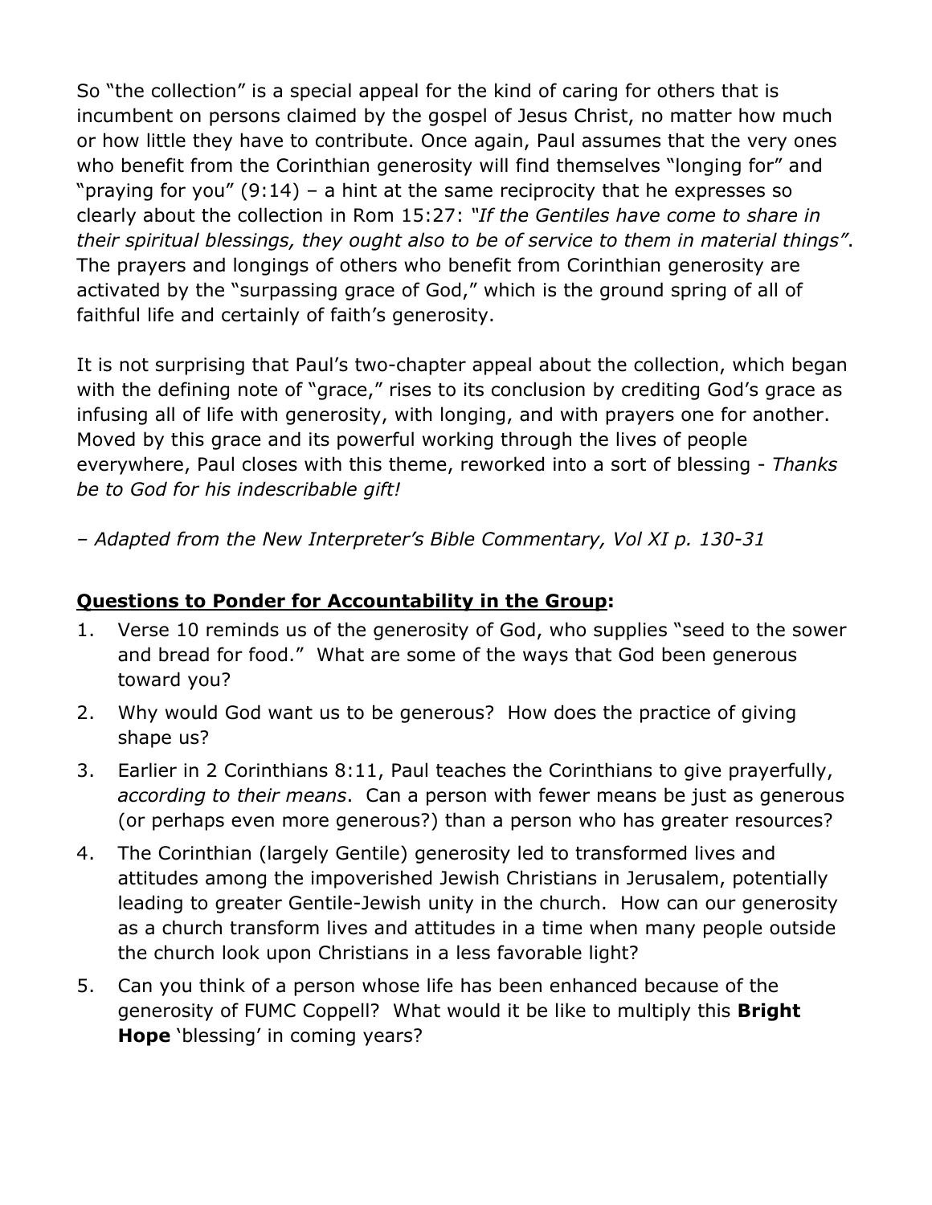So "the collection" is a special appeal for the kind of caring for others that is incumbent on persons claimed by the gospel of Jesus Christ, no matter how much or how little they have to contribute. Once again, Paul assumes that the very ones who benefit from the Corinthian generosity will find themselves "longing for" and "praying for you" (9:14) – a hint at the same reciprocity that he expresses so clearly about the collection in Rom 15:27: *"If the Gentiles have come to share in their spiritual blessings, they ought also to be of service to them in material things"*. The prayers and longings of others who benefit from Corinthian generosity are activated by the "surpassing grace of God," which is the ground spring of all of faithful life and certainly of faith's generosity.

It is not surprising that Paul's two-chapter appeal about the collection, which began with the defining note of "grace," rises to its conclusion by crediting God's grace as infusing all of life with generosity, with longing, and with prayers one for another. Moved by this grace and its powerful working through the lives of people everywhere, Paul closes with this theme, reworked into a sort of blessing - *Thanks be to God for his indescribable gift!*

*– Adapted from the New Interpreter's Bible Commentary, Vol XI p. 130-31*

**<u>Questions to Ponder for Accountability in the Group</u>:**

1. Verse 10 reminds us of the generosity of God, who supplies "seed to the sower and bread for food." What are some of the ways that God been generous toward you?
2. Why would God want us to be generous? How does the practice of giving shape us?
3. Earlier in 2 Corinthians 8:11, Paul teaches the Corinthians to give prayerfully, *according to their means*. Can a person with fewer means be just as generous (or perhaps even more generous?) than a person who has greater resources?
4. The Corinthian (largely Gentile) generosity led to transformed lives and attitudes among the impoverished Jewish Christians in Jerusalem, potentially leading to greater Gentile-Jewish unity in the church. How can our generosity as a church transform lives and attitudes in a time when many people outside the church look upon Christians in a less favorable light?
5. Can you think of a person whose life has been enhanced because of the generosity of FUMC Coppell? What would it be like to multiply this **Bright Hope** 'blessing' in coming years?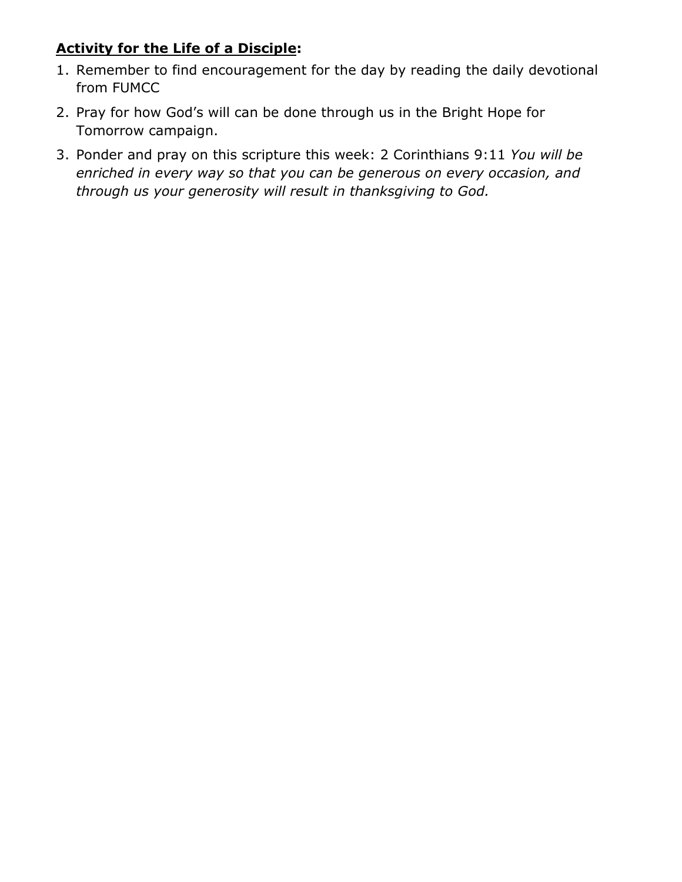**<u>Activity for the Life of a Disciple</u>:**

1. Remember to find encouragement for the day by reading the daily devotional from FUMCC
2. Pray for how God's will can be done through us in the Bright Hope for Tomorrow campaign.
3. Ponder and pray on this scripture this week: 2 Corinthians 9:11 *You will be enriched in every way so that you can be generous on every occasion, and through us your generosity will result in thanksgiving to God.*